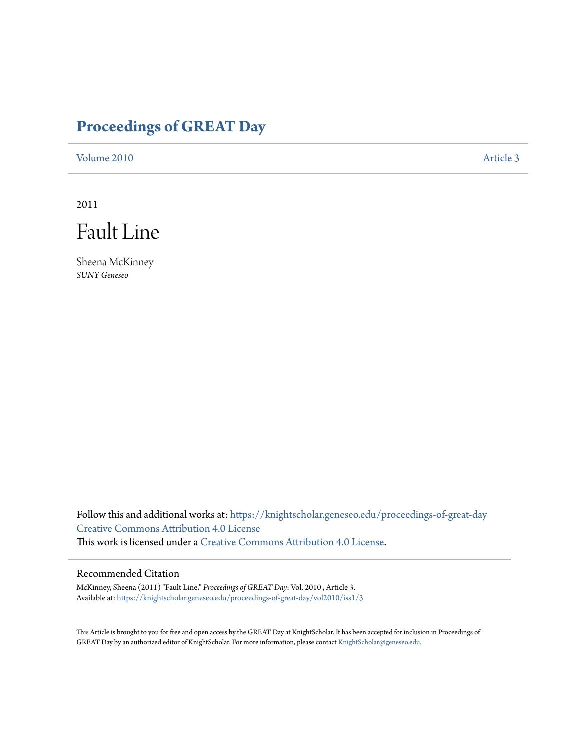# Proceedings of GREAT Day

Volume 2010 Article 3

2011

# Fault Line

Sheena McKinney
*SUNY Geneseo*

Follow this and additional works at: https://knightscholar.geneseo.edu/proceedings-of-great-day
Creative Commons Attribution 4.0 License
This work is licensed under a Creative Commons Attribution 4.0 License.

## Recommended Citation

McKinney, Sheena (2011) "Fault Line," *Proceedings of GREAT Day*: Vol. 2010 , Article 3.
Available at: https://knightscholar.geneseo.edu/proceedings-of-great-day/vol2010/iss1/3

This Article is brought to you for free and open access by the GREAT Day at KnightScholar. It has been accepted for inclusion in Proceedings of GREAT Day by an authorized editor of KnightScholar. For more information, please contact KnightScholar@geneseo.edu.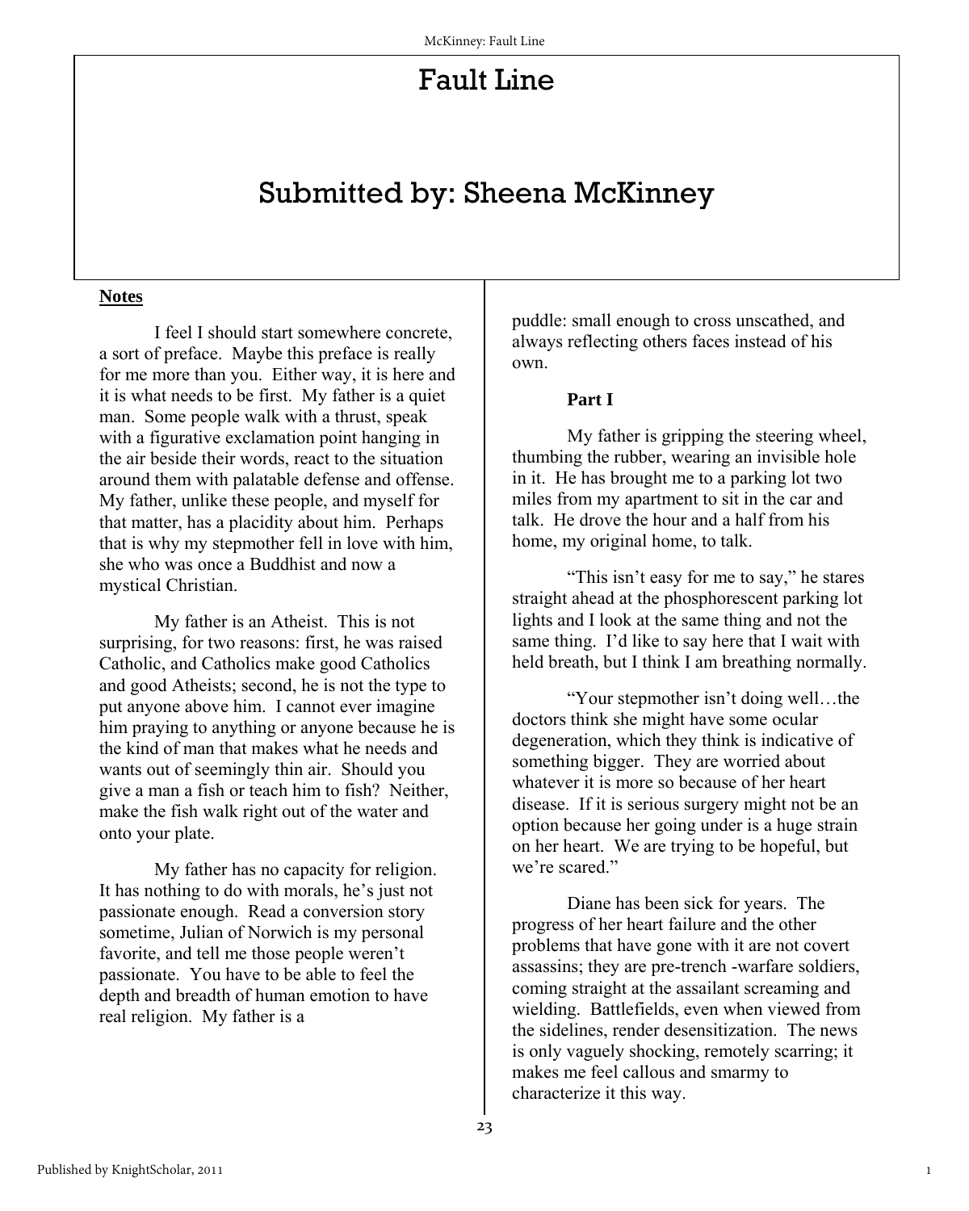# Fault Line

## Submitted by: Sheena McKinney

**Notes**

I feel I should start somewhere concrete, a sort of preface. Maybe this preface is really for me more than you. Either way, it is here and it is what needs to be first. My father is a quiet man. Some people walk with a thrust, speak with a figurative exclamation point hanging in the air beside their words, react to the situation around them with palatable defense and offense. My father, unlike these people, and myself for that matter, has a placidity about him. Perhaps that is why my stepmother fell in love with him, she who was once a Buddhist and now a mystical Christian.

My father is an Atheist. This is not surprising, for two reasons: first, he was raised Catholic, and Catholics make good Catholics and good Atheists; second, he is not the type to put anyone above him. I cannot ever imagine him praying to anything or anyone because he is the kind of man that makes what he needs and wants out of seemingly thin air. Should you give a man a fish or teach him to fish? Neither, make the fish walk right out of the water and onto your plate.

My father has no capacity for religion. It has nothing to do with morals, he's just not passionate enough. Read a conversion story sometime, Julian of Norwich is my personal favorite, and tell me those people weren't passionate. You have to be able to feel the depth and breadth of human emotion to have real religion. My father is a puddle: small enough to cross unscathed, and always reflecting others faces instead of his own.

**Part I**

My father is gripping the steering wheel, thumbing the rubber, wearing an invisible hole in it. He has brought me to a parking lot two miles from my apartment to sit in the car and talk. He drove the hour and a half from his home, my original home, to talk.

"This isn't easy for me to say," he stares straight ahead at the phosphorescent parking lot lights and I look at the same thing and not the same thing. I'd like to say here that I wait with held breath, but I think I am breathing normally.

"Your stepmother isn't doing well…the doctors think she might have some ocular degeneration, which they think is indicative of something bigger. They are worried about whatever it is more so because of her heart disease. If it is serious surgery might not be an option because her going under is a huge strain on her heart. We are trying to be hopeful, but we're scared."

Diane has been sick for years. The progress of her heart failure and the other problems that have gone with it are not covert assassins; they are pre-trench -warfare soldiers, coming straight at the assailant screaming and wielding. Battlefields, even when viewed from the sidelines, render desensitization. The news is only vaguely shocking, remotely scarring; it makes me feel callous and smarmy to characterize it this way.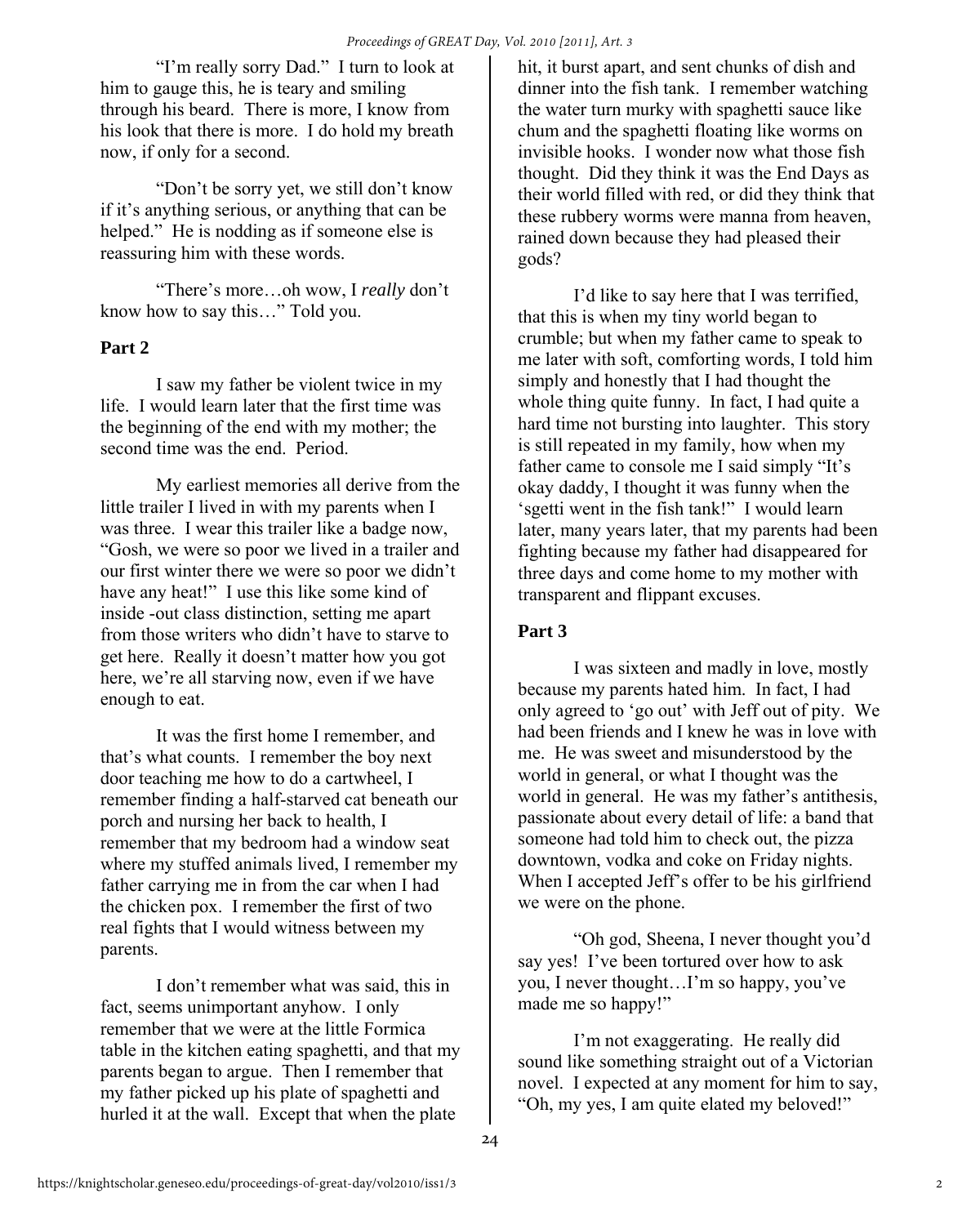"I'm really sorry Dad." I turn to look at him to gauge this, he is teary and smiling through his beard. There is more, I know from his look that there is more. I do hold my breath now, if only for a second.

"Don't be sorry yet, we still don't know if it's anything serious, or anything that can be helped." He is nodding as if someone else is reassuring him with these words.

"There's more…oh wow, I *really* don't know how to say this…" Told you.

## Part 2

I saw my father be violent twice in my life. I would learn later that the first time was the beginning of the end with my mother; the second time was the end. Period.

My earliest memories all derive from the little trailer I lived in with my parents when I was three. I wear this trailer like a badge now, "Gosh, we were so poor we lived in a trailer and our first winter there we were so poor we didn't have any heat!" I use this like some kind of inside -out class distinction, setting me apart from those writers who didn't have to starve to get here. Really it doesn't matter how you got here, we're all starving now, even if we have enough to eat.

It was the first home I remember, and that's what counts. I remember the boy next door teaching me how to do a cartwheel, I remember finding a half-starved cat beneath our porch and nursing her back to health, I remember that my bedroom had a window seat where my stuffed animals lived, I remember my father carrying me in from the car when I had the chicken pox. I remember the first of two real fights that I would witness between my parents.

I don't remember what was said, this in fact, seems unimportant anyhow. I only remember that we were at the little Formica table in the kitchen eating spaghetti, and that my parents began to argue. Then I remember that my father picked up his plate of spaghetti and hurled it at the wall. Except that when the plate hit, it burst apart, and sent chunks of dish and dinner into the fish tank. I remember watching the water turn murky with spaghetti sauce like chum and the spaghetti floating like worms on invisible hooks. I wonder now what those fish thought. Did they think it was the End Days as their world filled with red, or did they think that these rubbery worms were manna from heaven, rained down because they had pleased their gods?

I'd like to say here that I was terrified, that this is when my tiny world began to crumble; but when my father came to speak to me later with soft, comforting words, I told him simply and honestly that I had thought the whole thing quite funny. In fact, I had quite a hard time not bursting into laughter. This story is still repeated in my family, how when my father came to console me I said simply "It's okay daddy, I thought it was funny when the 'sgetti went in the fish tank!" I would learn later, many years later, that my parents had been fighting because my father had disappeared for three days and come home to my mother with transparent and flippant excuses.

## Part 3

I was sixteen and madly in love, mostly because my parents hated him. In fact, I had only agreed to 'go out' with Jeff out of pity. We had been friends and I knew he was in love with me. He was sweet and misunderstood by the world in general, or what I thought was the world in general. He was my father's antithesis, passionate about every detail of life: a band that someone had told him to check out, the pizza downtown, vodka and coke on Friday nights. When I accepted Jeff's offer to be his girlfriend we were on the phone.

"Oh god, Sheena, I never thought you'd say yes! I've been tortured over how to ask you, I never thought…I'm so happy, you've made me so happy!"

I'm not exaggerating. He really did sound like something straight out of a Victorian novel. I expected at any moment for him to say, "Oh, my yes, I am quite elated my beloved!"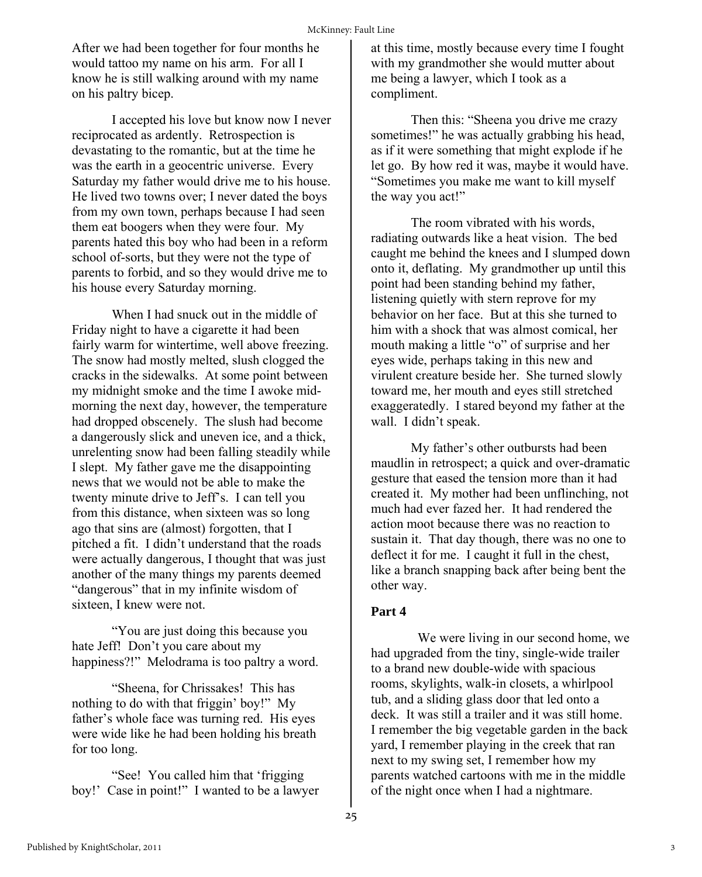After we had been together for four months he would tattoo my name on his arm. For all I know he is still walking around with my name on his paltry bicep.

I accepted his love but know now I never reciprocated as ardently. Retrospection is devastating to the romantic, but at the time he was the earth in a geocentric universe. Every Saturday my father would drive me to his house. He lived two towns over; I never dated the boys from my own town, perhaps because I had seen them eat boogers when they were four. My parents hated this boy who had been in a reform school of-sorts, but they were not the type of parents to forbid, and so they would drive me to his house every Saturday morning.

When I had snuck out in the middle of Friday night to have a cigarette it had been fairly warm for wintertime, well above freezing. The snow had mostly melted, slush clogged the cracks in the sidewalks. At some point between my midnight smoke and the time I awoke mid-morning the next day, however, the temperature had dropped obscenely. The slush had become a dangerously slick and uneven ice, and a thick, unrelenting snow had been falling steadily while I slept. My father gave me the disappointing news that we would not be able to make the twenty minute drive to Jeff's. I can tell you from this distance, when sixteen was so long ago that sins are (almost) forgotten, that I pitched a fit. I didn't understand that the roads were actually dangerous, I thought that was just another of the many things my parents deemed "dangerous" that in my infinite wisdom of sixteen, I knew were not.

"You are just doing this because you hate Jeff! Don't you care about my happiness?!" Melodrama is too paltry a word.

"Sheena, for Chrissakes! This has nothing to do with that friggin' boy!" My father's whole face was turning red. His eyes were wide like he had been holding his breath for too long.

"See! You called him that 'frigging boy!' Case in point!" I wanted to be a lawyer at this time, mostly because every time I fought with my grandmother she would mutter about me being a lawyer, which I took as a compliment.

Then this: "Sheena you drive me crazy sometimes!" he was actually grabbing his head, as if it were something that might explode if he let go. By how red it was, maybe it would have. "Sometimes you make me want to kill myself the way you act!"

The room vibrated with his words, radiating outwards like a heat vision. The bed caught me behind the knees and I slumped down onto it, deflating. My grandmother up until this point had been standing behind my father, listening quietly with stern reprove for my behavior on her face. But at this she turned to him with a shock that was almost comical, her mouth making a little "o" of surprise and her eyes wide, perhaps taking in this new and virulent creature beside her. She turned slowly toward me, her mouth and eyes still stretched exaggeratedly. I stared beyond my father at the wall. I didn't speak.

My father's other outbursts had been maudlin in retrospect; a quick and over-dramatic gesture that eased the tension more than it had created it. My mother had been unflinching, not much had ever fazed her. It had rendered the action moot because there was no reaction to sustain it. That day though, there was no one to deflect it for me. I caught it full in the chest, like a branch snapping back after being bent the other way.

**Part 4**

We were living in our second home, we had upgraded from the tiny, single-wide trailer to a brand new double-wide with spacious rooms, skylights, walk-in closets, a whirlpool tub, and a sliding glass door that led onto a deck. It was still a trailer and it was still home. I remember the big vegetable garden in the back yard, I remember playing in the creek that ran next to my swing set, I remember how my parents watched cartoons with me in the middle of the night once when I had a nightmare.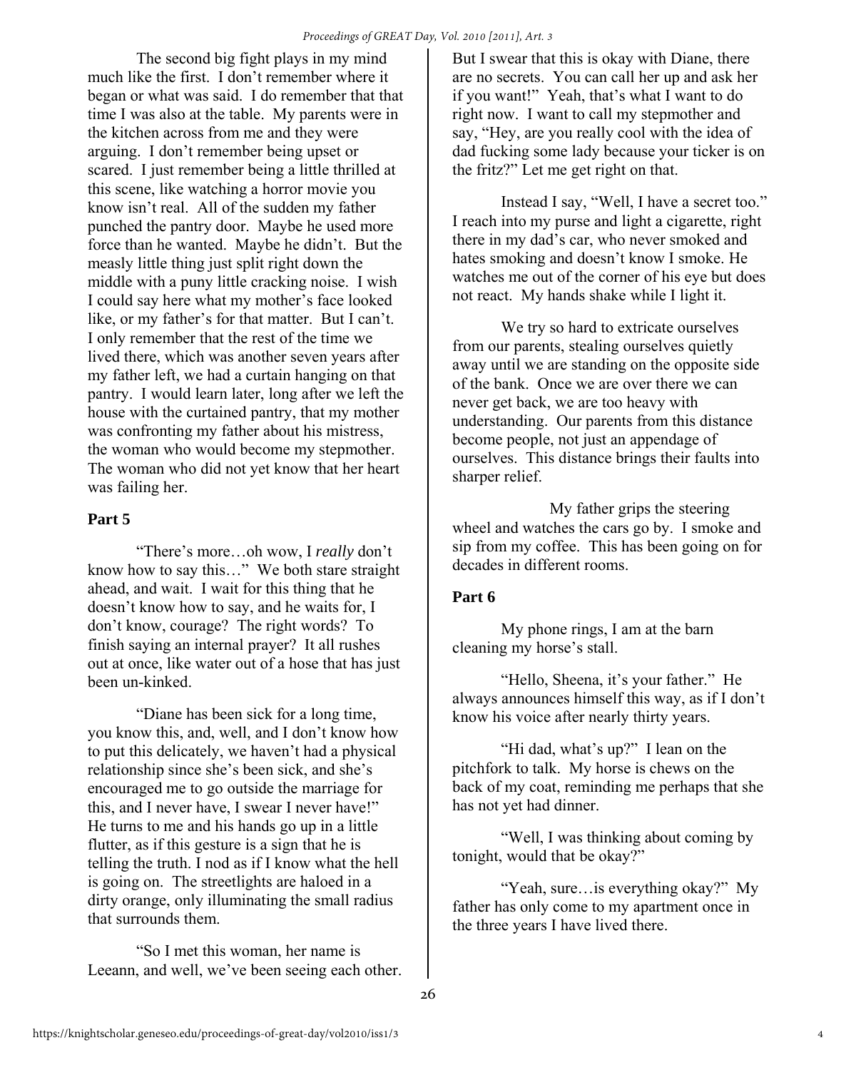The second big fight plays in my mind much like the first. I don't remember where it began or what was said. I do remember that that time I was also at the table. My parents were in the kitchen across from me and they were arguing. I don't remember being upset or scared. I just remember being a little thrilled at this scene, like watching a horror movie you know isn't real. All of the sudden my father punched the pantry door. Maybe he used more force than he wanted. Maybe he didn't. But the measly little thing just split right down the middle with a puny little cracking noise. I wish I could say here what my mother's face looked like, or my father's for that matter. But I can't. I only remember that the rest of the time we lived there, which was another seven years after my father left, we had a curtain hanging on that pantry. I would learn later, long after we left the house with the curtained pantry, that my mother was confronting my father about his mistress, the woman who would become my stepmother. The woman who did not yet know that her heart was failing her.

## Part 5

"There's more…oh wow, I *really* don't know how to say this…" We both stare straight ahead, and wait. I wait for this thing that he doesn't know how to say, and he waits for, I don't know, courage? The right words? To finish saying an internal prayer? It all rushes out at once, like water out of a hose that has just been un-kinked.

"Diane has been sick for a long time, you know this, and, well, and I don't know how to put this delicately, we haven't had a physical relationship since she's been sick, and she's encouraged me to go outside the marriage for this, and I never have, I swear I never have!" He turns to me and his hands go up in a little flutter, as if this gesture is a sign that he is telling the truth. I nod as if I know what the hell is going on. The streetlights are haloed in a dirty orange, only illuminating the small radius that surrounds them.

"So I met this woman, her name is Leeann, and well, we've been seeing each other. But I swear that this is okay with Diane, there are no secrets. You can call her up and ask her if you want!" Yeah, that's what I want to do right now. I want to call my stepmother and say, "Hey, are you really cool with the idea of dad fucking some lady because your ticker is on the fritz?" Let me get right on that.

Instead I say, "Well, I have a secret too." I reach into my purse and light a cigarette, right there in my dad's car, who never smoked and hates smoking and doesn't know I smoke. He watches me out of the corner of his eye but does not react. My hands shake while I light it.

We try so hard to extricate ourselves from our parents, stealing ourselves quietly away until we are standing on the opposite side of the bank. Once we are over there we can never get back, we are too heavy with understanding. Our parents from this distance become people, not just an appendage of ourselves. This distance brings their faults into sharper relief.

My father grips the steering wheel and watches the cars go by. I smoke and sip from my coffee. This has been going on for decades in different rooms.

## Part 6

My phone rings, I am at the barn cleaning my horse's stall.

"Hello, Sheena, it's your father." He always announces himself this way, as if I don't know his voice after nearly thirty years.

"Hi dad, what's up?" I lean on the pitchfork to talk. My horse is chews on the back of my coat, reminding me perhaps that she has not yet had dinner.

"Well, I was thinking about coming by tonight, would that be okay?"

"Yeah, sure…is everything okay?" My father has only come to my apartment once in the three years I have lived there.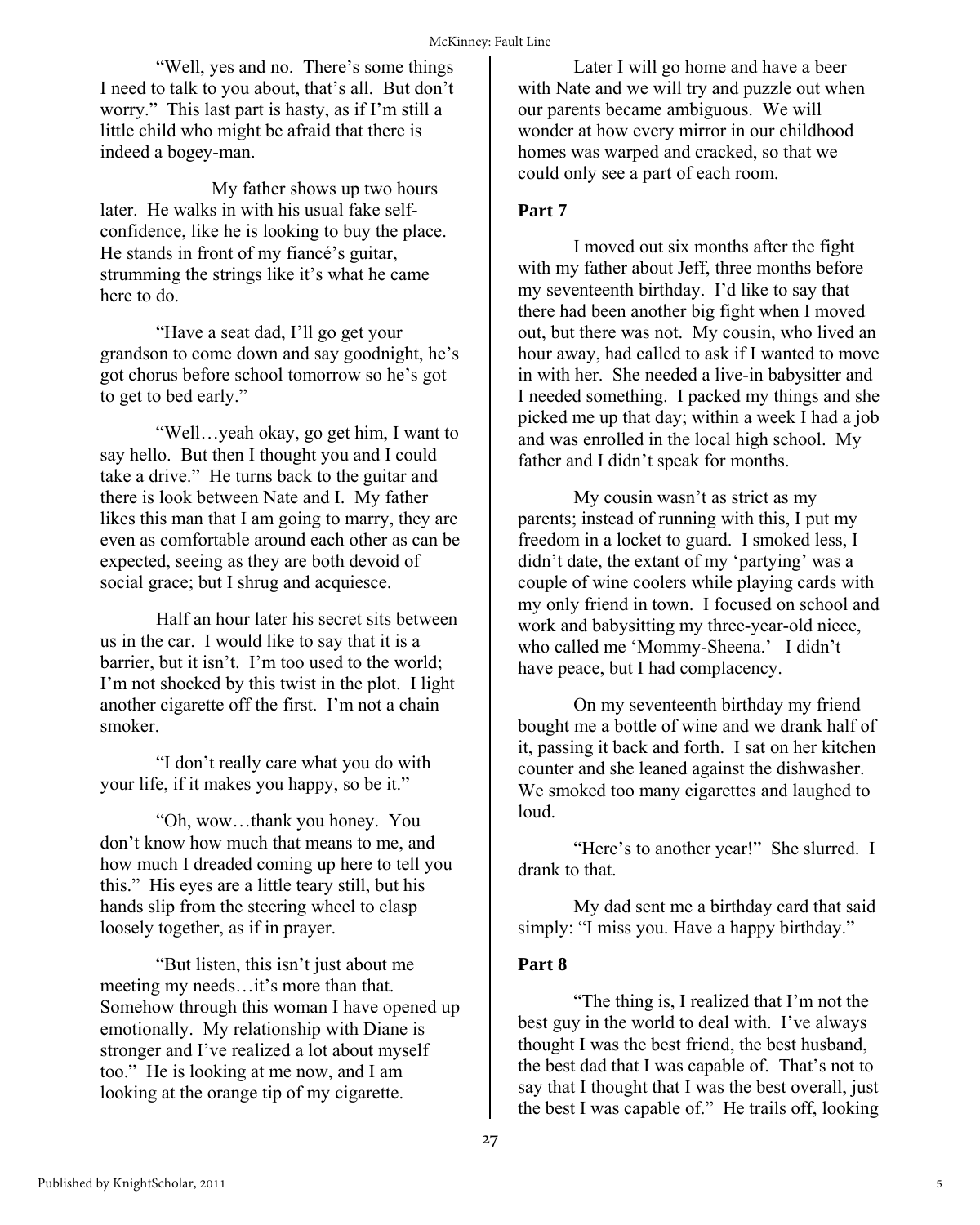"Well, yes and no. There's some things I need to talk to you about, that's all. But don't worry." This last part is hasty, as if I'm still a little child who might be afraid that there is indeed a bogey-man.

My father shows up two hours later. He walks in with his usual fake self-confidence, like he is looking to buy the place. He stands in front of my fiancé's guitar, strumming the strings like it's what he came here to do.

"Have a seat dad, I'll go get your grandson to come down and say goodnight, he's got chorus before school tomorrow so he's got to get to bed early."

"Well…yeah okay, go get him, I want to say hello. But then I thought you and I could take a drive." He turns back to the guitar and there is look between Nate and I. My father likes this man that I am going to marry, they are even as comfortable around each other as can be expected, seeing as they are both devoid of social grace; but I shrug and acquiesce.

Half an hour later his secret sits between us in the car. I would like to say that it is a barrier, but it isn't. I'm too used to the world; I'm not shocked by this twist in the plot. I light another cigarette off the first. I'm not a chain smoker.

"I don't really care what you do with your life, if it makes you happy, so be it."

"Oh, wow…thank you honey. You don't know how much that means to me, and how much I dreaded coming up here to tell you this." His eyes are a little teary still, but his hands slip from the steering wheel to clasp loosely together, as if in prayer.

"But listen, this isn't just about me meeting my needs…it's more than that. Somehow through this woman I have opened up emotionally. My relationship with Diane is stronger and I've realized a lot about myself too." He is looking at me now, and I am looking at the orange tip of my cigarette.

Later I will go home and have a beer with Nate and we will try and puzzle out when our parents became ambiguous. We will wonder at how every mirror in our childhood homes was warped and cracked, so that we could only see a part of each room.

**Part 7**

I moved out six months after the fight with my father about Jeff, three months before my seventeenth birthday. I'd like to say that there had been another big fight when I moved out, but there was not. My cousin, who lived an hour away, had called to ask if I wanted to move in with her. She needed a live-in babysitter and I needed something. I packed my things and she picked me up that day; within a week I had a job and was enrolled in the local high school. My father and I didn't speak for months.

My cousin wasn't as strict as my parents; instead of running with this, I put my freedom in a locket to guard. I smoked less, I didn't date, the extant of my 'partying' was a couple of wine coolers while playing cards with my only friend in town. I focused on school and work and babysitting my three-year-old niece, who called me 'Mommy-Sheena.' I didn't have peace, but I had complacency.

On my seventeenth birthday my friend bought me a bottle of wine and we drank half of it, passing it back and forth. I sat on her kitchen counter and she leaned against the dishwasher. We smoked too many cigarettes and laughed to loud.

"Here's to another year!" She slurred. I drank to that.

My dad sent me a birthday card that said simply: "I miss you. Have a happy birthday."

**Part 8**

"The thing is, I realized that I'm not the best guy in the world to deal with. I've always thought I was the best friend, the best husband, the best dad that I was capable of. That's not to say that I thought that I was the best overall, just the best I was capable of." He trails off, looking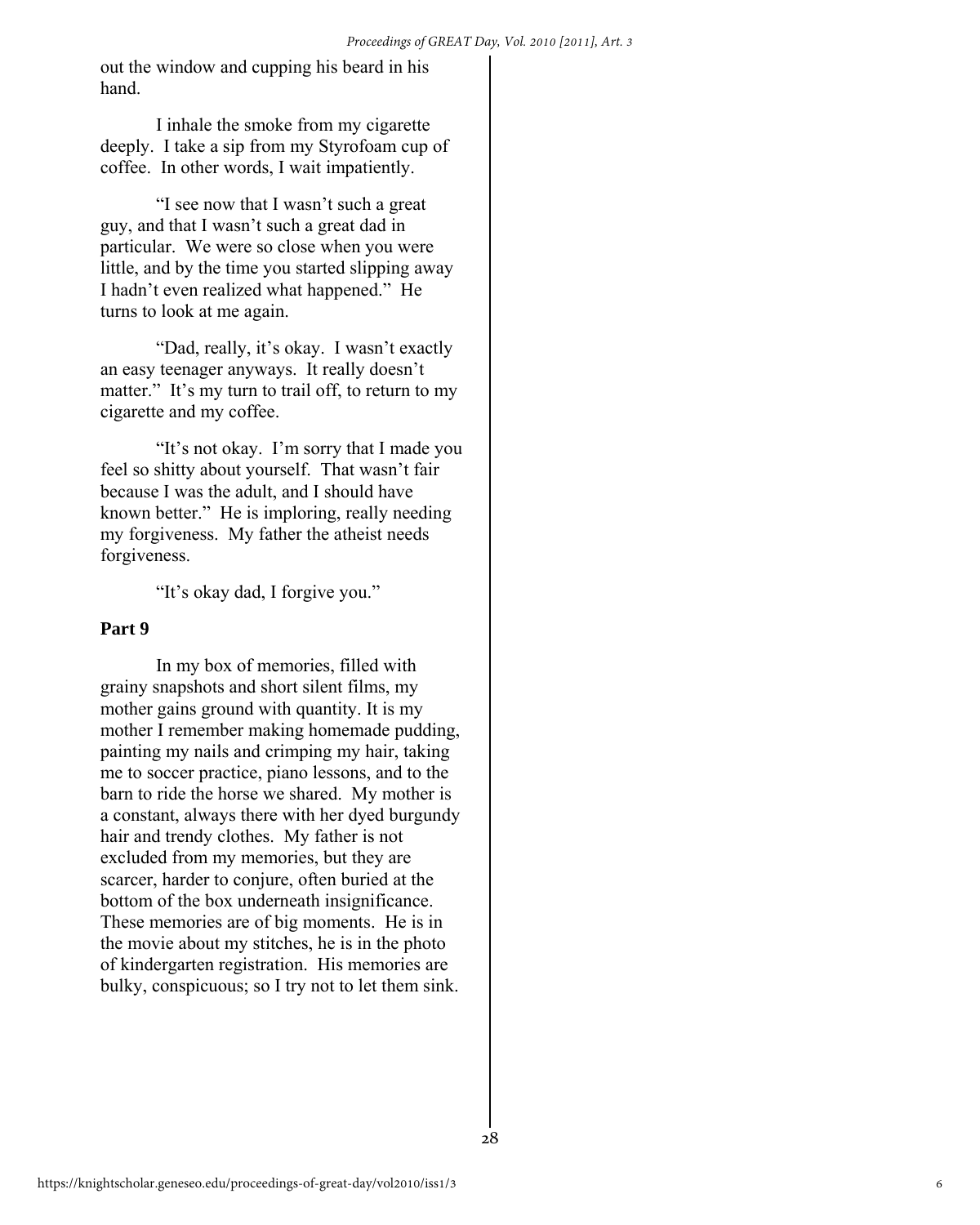out the window and cupping his beard in his hand.

I inhale the smoke from my cigarette deeply. I take a sip from my Styrofoam cup of coffee. In other words, I wait impatiently.

"I see now that I wasn't such a great guy, and that I wasn't such a great dad in particular. We were so close when you were little, and by the time you started slipping away I hadn't even realized what happened." He turns to look at me again.

"Dad, really, it's okay. I wasn't exactly an easy teenager anyways. It really doesn't matter." It's my turn to trail off, to return to my cigarette and my coffee.

"It's not okay. I'm sorry that I made you feel so shitty about yourself. That wasn't fair because I was the adult, and I should have known better." He is imploring, really needing my forgiveness. My father the atheist needs forgiveness.

"It's okay dad, I forgive you."

**Part 9**

In my box of memories, filled with grainy snapshots and short silent films, my mother gains ground with quantity. It is my mother I remember making homemade pudding, painting my nails and crimping my hair, taking me to soccer practice, piano lessons, and to the barn to ride the horse we shared. My mother is a constant, always there with her dyed burgundy hair and trendy clothes. My father is not excluded from my memories, but they are scarcer, harder to conjure, often buried at the bottom of the box underneath insignificance. These memories are of big moments. He is in the movie about my stitches, he is in the photo of kindergarten registration. His memories are bulky, conspicuous; so I try not to let them sink.